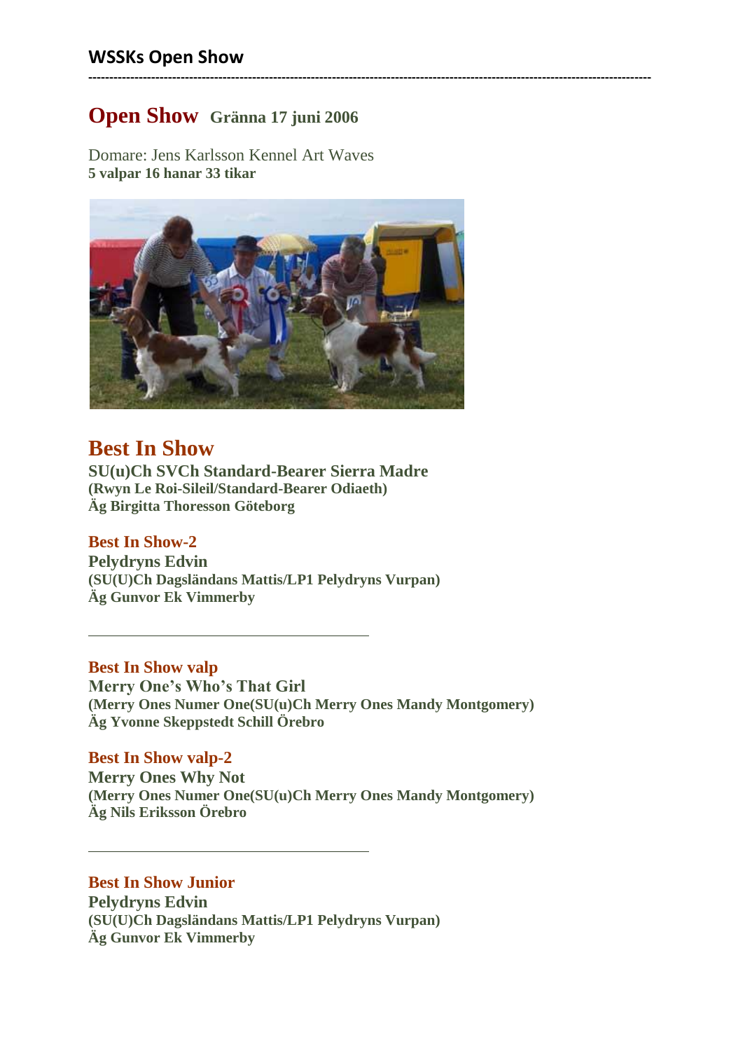## WSSKs Open Show

---

# Open Show Gränna 17 juni 2006

Domare: Jens Karlsson Kennel Art Waves
**5 valpar 16 hanar 33 tikar**

## Best In Show

**SU(u)Ch SVCh Standard-Bearer Sierra Madre**
**(Rwyn Le Roi-Sileil/Standard-Bearer Odiaeth)**
**Äg Birgitta Thoresson Göteborg**

### Best In Show-2

**Pelydryns Edvin**
**(SU(U)Ch Dagsländans Mattis/LP1 Pelydryns Vurpan)**
**Äg Gunvor Ek Vimmerby**

---

### Best In Show valp

**Merry One's Who's That Girl**
**(Merry Ones Numer One(SU(u)Ch Merry Ones Mandy Montgomery)**
**Äg Yvonne Skeppstedt Schill Örebro**

### Best In Show valp-2

**Merry Ones Why Not**
**(Merry Ones Numer One(SU(u)Ch Merry Ones Mandy Montgomery)**
**Äg Nils Eriksson Örebro**

---

### Best In Show Junior

**Pelydryns Edvin**
**(SU(U)Ch Dagsländans Mattis/LP1 Pelydryns Vurpan)**
**Äg Gunvor Ek Vimmerby**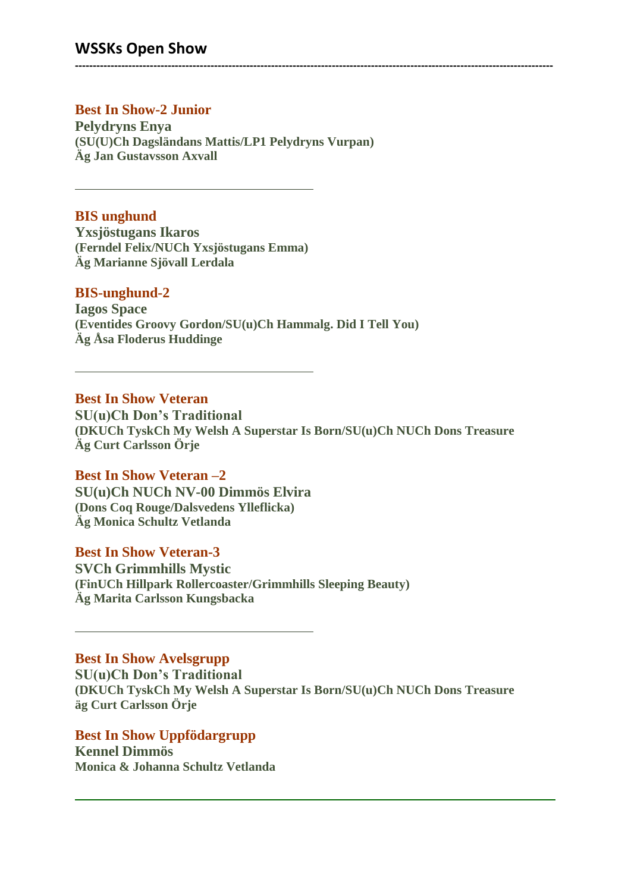**Best In Show-2 Junior**
**Pelydryns Enya**
**(SU(U)Ch Dagsländans Mattis/LP1 Pelydryns Vurpan)**
**Äg Jan Gustavsson Axvall**

---

**BIS unghund**
**Yxsjöstugans Ikaros**
**(Ferndel Felix/NUCh Yxsjöstugans Emma)**
**Äg Marianne Sjövall Lerdala**

**BIS-unghund-2**
**Iagos Space**
**(Eventides Groovy Gordon/SU(u)Ch Hammalg. Did I Tell You)**
**Äg Åsa Floderus Huddinge**

---

**Best In Show Veteran**
**SU(u)Ch Don's Traditional**
**(DKUCh TyskCh My Welsh A Superstar Is Born/SU(u)Ch NUCh Dons Treasure**
**Äg Curt Carlsson Örje**

**Best In Show Veteran –2**
**SU(u)Ch NUCh NV-00 Dimmös Elvira**
**(Dons Coq Rouge/Dalsvedens Ylleflicka)**
**Äg Monica Schultz Vetlanda**

**Best In Show Veteran-3**
**SVCh Grimmhills Mystic**
**(FinUCh Hillpark Rollercoaster/Grimmhills Sleeping Beauty)**
**Äg Marita Carlsson Kungsbacka**

---

**Best In Show Avelsgrupp**
**SU(u)Ch Don's Traditional**
**(DKUCh TyskCh My Welsh A Superstar Is Born/SU(u)Ch NUCh Dons Treasure**
**äg Curt Carlsson Örje**

**Best In Show Uppfödargrupp**
**Kennel Dimmös**
**Monica & Johanna Schultz Vetlanda**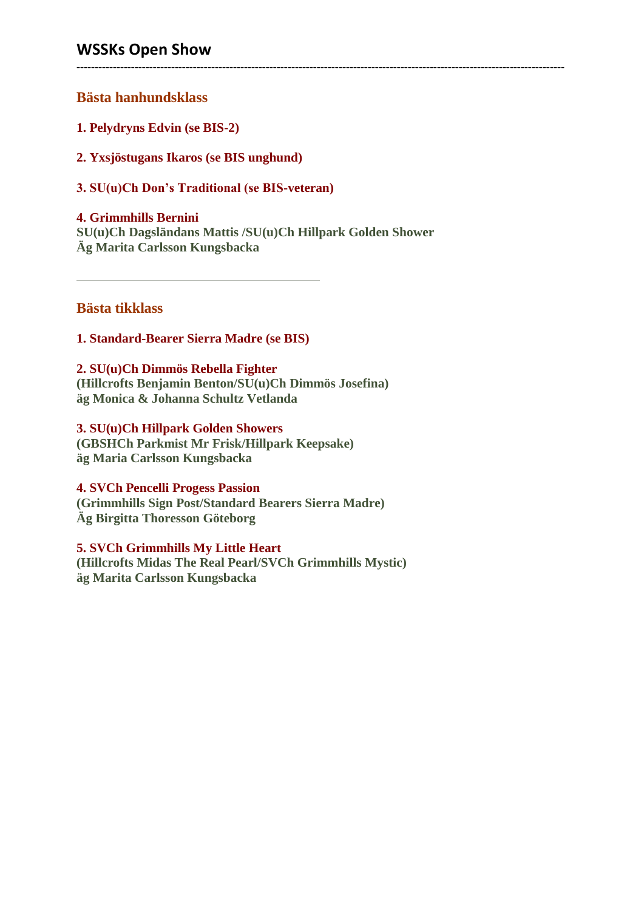# WSSKs Open Show

---

## Bästa hanhundsklass

**1. Pelydryns Edvin (se BIS-2)**

**2. Yxsjöstugans Ikaros (se BIS unghund)**

**3. SU(u)Ch Don's Traditional (se BIS-veteran)**

**4. Grimmhills Bernini**
**SU(u)Ch Dagsländans Mattis /SU(u)Ch Hillpark Golden Shower**
**Äg Marita Carlsson Kungsbacka**

---

## Bästa tikklass

**1. Standard-Bearer Sierra Madre (se BIS)**

**2. SU(u)Ch Dimmös Rebella Fighter**
**(Hillcrofts Benjamin Benton/SU(u)Ch Dimmös Josefina)**
**äg Monica & Johanna Schultz Vetlanda**

**3. SU(u)Ch Hillpark Golden Showers**
**(GBSHCh Parkmist Mr Frisk/Hillpark Keepsake)**
**äg Maria Carlsson Kungsbacka**

**4. SVCh Pencelli Progess Passion**
**(Grimmhills Sign Post/Standard Bearers Sierra Madre)**
**Äg Birgitta Thoresson Göteborg**

**5. SVCh Grimmhills My Little Heart**
**(Hillcrofts Midas The Real Pearl/SVCh Grimmhills Mystic)**
**äg Marita Carlsson Kungsbacka**